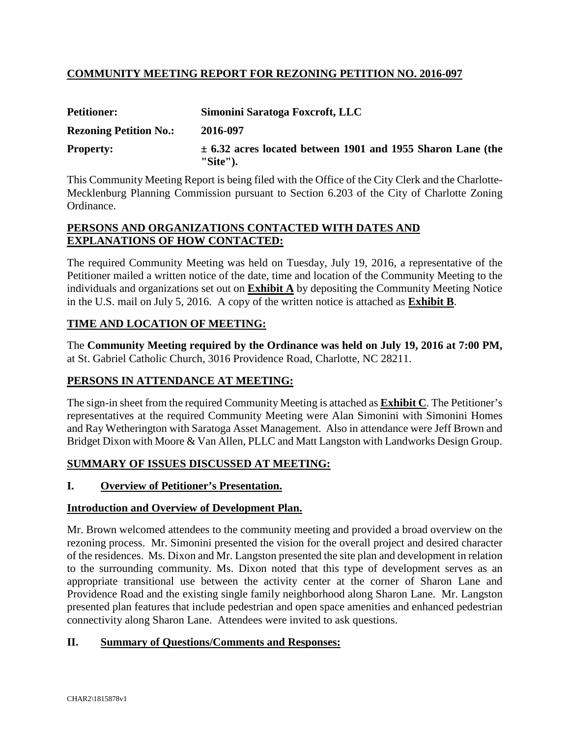## COMMUNITY MEETING REPORT FOR REZONING PETITION NO. 2016-097

**Petitioner:** **Simonini Saratoga Foxcroft, LLC**

**Rezoning Petition No.:** **2016-097**

**Property:** **± 6.32 acres located between 1901 and 1955 Sharon Lane (the "Site").**

This Community Meeting Report is being filed with the Office of the City Clerk and the Charlotte-Mecklenburg Planning Commission pursuant to Section 6.203 of the City of Charlotte Zoning Ordinance.

## PERSONS AND ORGANIZATIONS CONTACTED WITH DATES AND EXPLANATIONS OF HOW CONTACTED:

The required Community Meeting was held on Tuesday, July 19, 2016, a representative of the Petitioner mailed a written notice of the date, time and location of the Community Meeting to the individuals and organizations set out on **Exhibit A** by depositing the Community Meeting Notice in the U.S. mail on July 5, 2016. A copy of the written notice is attached as **Exhibit B**.

## TIME AND LOCATION OF MEETING:

The **Community Meeting required by the Ordinance was held on July 19, 2016 at 7:00 PM,** at St. Gabriel Catholic Church, 3016 Providence Road, Charlotte, NC 28211.

## PERSONS IN ATTENDANCE AT MEETING:

The sign-in sheet from the required Community Meeting is attached as **Exhibit C**. The Petitioner's representatives at the required Community Meeting were Alan Simonini with Simonini Homes and Ray Wetherington with Saratoga Asset Management. Also in attendance were Jeff Brown and Bridget Dixon with Moore & Van Allen, PLLC and Matt Langston with Landworks Design Group.

## SUMMARY OF ISSUES DISCUSSED AT MEETING:

### I. Overview of Petitioner's Presentation.

**Introduction and Overview of Development Plan.**

Mr. Brown welcomed attendees to the community meeting and provided a broad overview on the rezoning process. Mr. Simonini presented the vision for the overall project and desired character of the residences. Ms. Dixon and Mr. Langston presented the site plan and development in relation to the surrounding community. Ms. Dixon noted that this type of development serves as an appropriate transitional use between the activity center at the corner of Sharon Lane and Providence Road and the existing single family neighborhood along Sharon Lane. Mr. Langston presented plan features that include pedestrian and open space amenities and enhanced pedestrian connectivity along Sharon Lane. Attendees were invited to ask questions.

### II. Summary of Questions/Comments and Responses:

CHAR2\1815878v1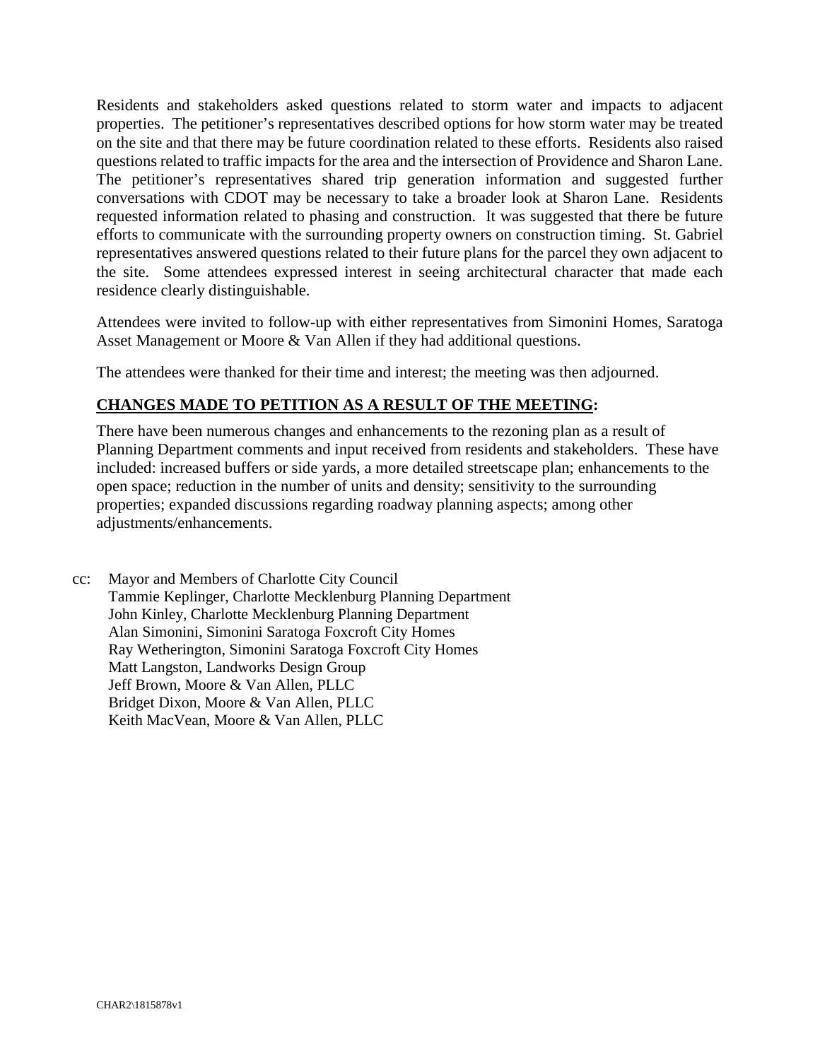Residents and stakeholders asked questions related to storm water and impacts to adjacent properties. The petitioner's representatives described options for how storm water may be treated on the site and that there may be future coordination related to these efforts. Residents also raised questions related to traffic impacts for the area and the intersection of Providence and Sharon Lane. The petitioner's representatives shared trip generation information and suggested further conversations with CDOT may be necessary to take a broader look at Sharon Lane. Residents requested information related to phasing and construction. It was suggested that there be future efforts to communicate with the surrounding property owners on construction timing. St. Gabriel representatives answered questions related to their future plans for the parcel they own adjacent to the site. Some attendees expressed interest in seeing architectural character that made each residence clearly distinguishable.

Attendees were invited to follow-up with either representatives from Simonini Homes, Saratoga Asset Management or Moore & Van Allen if they had additional questions.

The attendees were thanked for their time and interest; the meeting was then adjourned.

**CHANGES MADE TO PETITION AS A RESULT OF THE MEETING:**

There have been numerous changes and enhancements to the rezoning plan as a result of Planning Department comments and input received from residents and stakeholders. These have included: increased buffers or side yards, a more detailed streetscape plan; enhancements to the open space; reduction in the number of units and density; sensitivity to the surrounding properties; expanded discussions regarding roadway planning aspects; among other adjustments/enhancements.

cc: Mayor and Members of Charlotte City Council
Tammie Keplinger, Charlotte Mecklenburg Planning Department
John Kinley, Charlotte Mecklenburg Planning Department
Alan Simonini, Simonini Saratoga Foxcroft City Homes
Ray Wetherington, Simonini Saratoga Foxcroft City Homes
Matt Langston, Landworks Design Group
Jeff Brown, Moore & Van Allen, PLLC
Bridget Dixon, Moore & Van Allen, PLLC
Keith MacVean, Moore & Van Allen, PLLC

CHAR2\1815878v1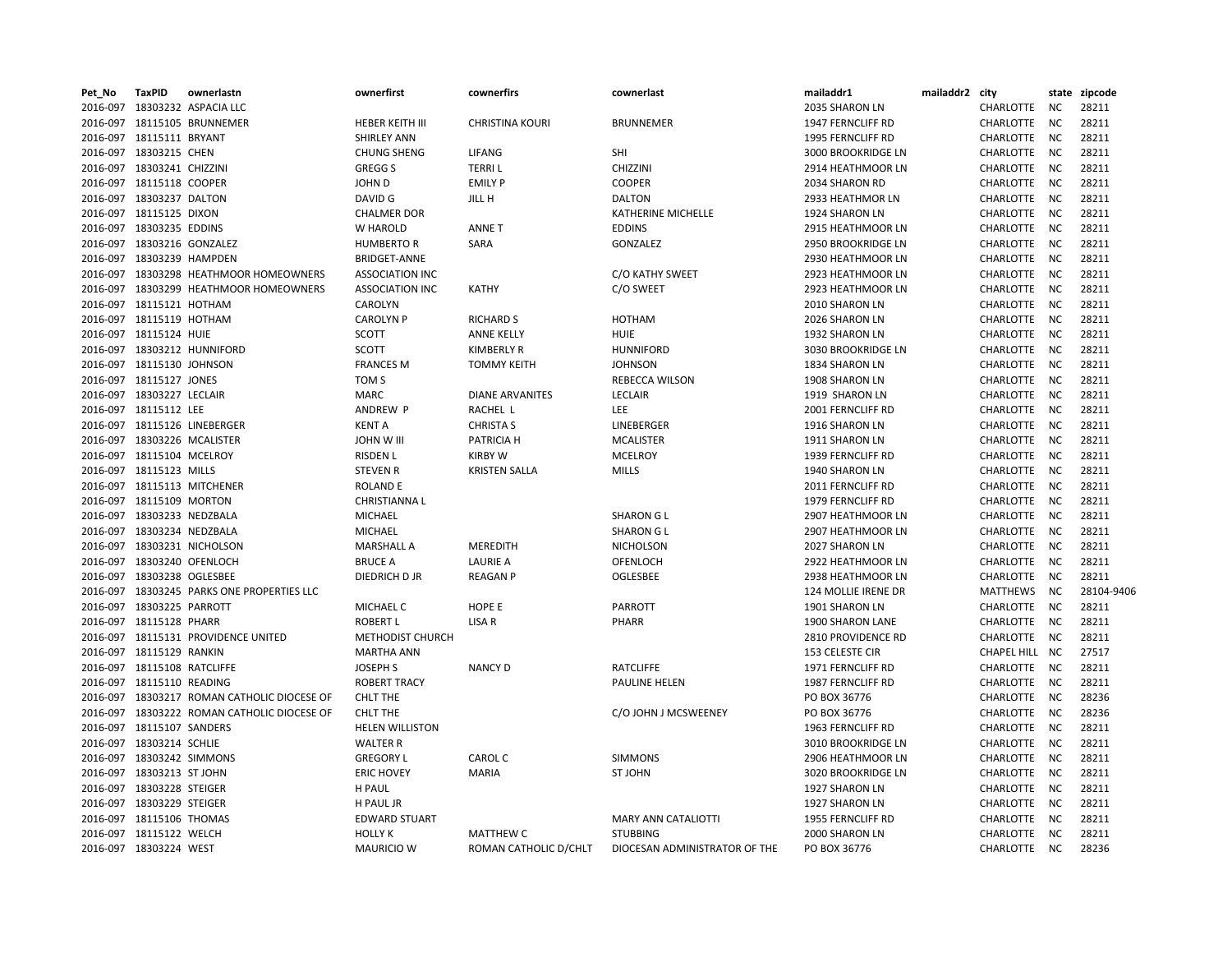| Pet_No | TaxPID | ownerlastn | ownerfirst | cownerfirs | cownerlast | mailaddr1 | mailaddr2 | city | state | zipcode |
|---|---|---|---|---|---|---|---|---|---|---|
| 2016-097 | 18303232 | ASPACIA LLC | | | | 2035 SHARON LN | | CHARLOTTE | NC | 28211 |
| 2016-097 | 18115105 | BRUNNEMER | HEBER KEITH III | CHRISTINA KOURI | BRUNNEMER | 1947 FERNCLIFF RD | | CHARLOTTE | NC | 28211 |
| 2016-097 | 18115111 | BRYANT | SHIRLEY ANN | | | 1995 FERNCLIFF RD | | CHARLOTTE | NC | 28211 |
| 2016-097 | 18303215 | CHEN | CHUNG SHENG | LIFANG | SHI | 3000 BROOKRIDGE LN | | CHARLOTTE | NC | 28211 |
| 2016-097 | 18303241 | CHIZZINI | GREGG S | TERRI L | CHIZZINI | 2914 HEATHMOOR LN | | CHARLOTTE | NC | 28211 |
| 2016-097 | 18115118 | COOPER | JOHN D | EMILY P | COOPER | 2034 SHARON RD | | CHARLOTTE | NC | 28211 |
| 2016-097 | 18303237 | DALTON | DAVID G | JILL H | DALTON | 2933 HEATHMOR LN | | CHARLOTTE | NC | 28211 |
| 2016-097 | 18115125 | DIXON | CHALMER DOR | | KATHERINE MICHELLE | 1924 SHARON LN | | CHARLOTTE | NC | 28211 |
| 2016-097 | 18303235 | EDDINS | W HAROLD | ANNE T | EDDINS | 2915 HEATHMOOR LN | | CHARLOTTE | NC | 28211 |
| 2016-097 | 18303216 | GONZALEZ | HUMBERTO R | SARA | GONZALEZ | 2950 BROOKRIDGE LN | | CHARLOTTE | NC | 28211 |
| 2016-097 | 18303239 | HAMPDEN | BRIDGET-ANNE | | | 2930 HEATHMOOR LN | | CHARLOTTE | NC | 28211 |
| 2016-097 | 18303298 | HEATHMOOR HOMEOWNERS | ASSOCIATION INC | | C/O KATHY SWEET | 2923 HEATHMOOR LN | | CHARLOTTE | NC | 28211 |
| 2016-097 | 18303299 | HEATHMOOR HOMEOWNERS | ASSOCIATION INC | KATHY | C/O SWEET | 2923 HEATHMOOR LN | | CHARLOTTE | NC | 28211 |
| 2016-097 | 18115121 | HOTHAM | CAROLYN | | | 2010 SHARON LN | | CHARLOTTE | NC | 28211 |
| 2016-097 | 18115119 | HOTHAM | CAROLYN P | RICHARD S | HOTHAM | 2026 SHARON LN | | CHARLOTTE | NC | 28211 |
| 2016-097 | 18115124 | HUIE | SCOTT | ANNE KELLY | HUIE | 1932 SHARON LN | | CHARLOTTE | NC | 28211 |
| 2016-097 | 18303212 | HUNNIFORD | SCOTT | KIMBERLY R | HUNNIFORD | 3030 BROOKRIDGE LN | | CHARLOTTE | NC | 28211 |
| 2016-097 | 18115130 | JOHNSON | FRANCES M | TOMMY KEITH | JOHNSON | 1834 SHARON LN | | CHARLOTTE | NC | 28211 |
| 2016-097 | 18115127 | JONES | TOM S | | REBECCA WILSON | 1908 SHARON LN | | CHARLOTTE | NC | 28211 |
| 2016-097 | 18303227 | LECLAIR | MARC | DIANE ARVANITES | LECLAIR | 1919 SHARON LN | | CHARLOTTE | NC | 28211 |
| 2016-097 | 18115112 | LEE | ANDREW P | RACHEL L | LEE | 2001 FERNCLIFF RD | | CHARLOTTE | NC | 28211 |
| 2016-097 | 18115126 | LINEBERGER | KENT A | CHRISTA S | LINEBERGER | 1916 SHARON LN | | CHARLOTTE | NC | 28211 |
| 2016-097 | 18303226 | MCALISTER | JOHN W III | PATRICIA H | MCALISTER | 1911 SHARON LN | | CHARLOTTE | NC | 28211 |
| 2016-097 | 18115104 | MCELROY | RISDEN L | KIRBY W | MCELROY | 1939 FERNCLIFF RD | | CHARLOTTE | NC | 28211 |
| 2016-097 | 18115123 | MILLS | STEVEN R | KRISTEN SALLA | MILLS | 1940 SHARON LN | | CHARLOTTE | NC | 28211 |
| 2016-097 | 18115113 | MITCHENER | ROLAND E | | | 2011 FERNCLIFF RD | | CHARLOTTE | NC | 28211 |
| 2016-097 | 18115109 | MORTON | CHRISTIANNA L | | | 1979 FERNCLIFF RD | | CHARLOTTE | NC | 28211 |
| 2016-097 | 18303233 | NEDZBALA | MICHAEL | | SHARON G L | 2907 HEATHMOOR LN | | CHARLOTTE | NC | 28211 |
| 2016-097 | 18303234 | NEDZBALA | MICHAEL | | SHARON G L | 2907 HEATHMOOR LN | | CHARLOTTE | NC | 28211 |
| 2016-097 | 18303231 | NICHOLSON | MARSHALL A | MEREDITH | NICHOLSON | 2027 SHARON LN | | CHARLOTTE | NC | 28211 |
| 2016-097 | 18303240 | OFENLOCH | BRUCE A | LAURIE A | OFENLOCH | 2922 HEATHMOOR LN | | CHARLOTTE | NC | 28211 |
| 2016-097 | 18303238 | OGLESBEE | DIEDRICH D JR | REAGAN P | OGLESBEE | 2938 HEATHMOOR LN | | CHARLOTTE | NC | 28211 |
| 2016-097 | 18303245 | PARKS ONE PROPERTIES LLC | | | | 124 MOLLIE IRENE DR | | MATTHEWS | NC | 28104-9406 |
| 2016-097 | 18303225 | PARROTT | MICHAEL C | HOPE E | PARROTT | 1901 SHARON LN | | CHARLOTTE | NC | 28211 |
| 2016-097 | 18115128 | PHARR | ROBERT L | LISA R | PHARR | 1900 SHARON LANE | | CHARLOTTE | NC | 28211 |
| 2016-097 | 18115131 | PROVIDENCE UNITED | METHODIST CHURCH | | | 2810 PROVIDENCE RD | | CHARLOTTE | NC | 28211 |
| 2016-097 | 18115129 | RANKIN | MARTHA ANN | | | 153 CELESTE CIR | | CHAPEL HILL | NC | 27517 |
| 2016-097 | 18115108 | RATCLIFFE | JOSEPH S | NANCY D | RATCLIFFE | 1971 FERNCLIFF RD | | CHARLOTTE | NC | 28211 |
| 2016-097 | 18115110 | READING | ROBERT TRACY | | PAULINE HELEN | 1987 FERNCLIFF RD | | CHARLOTTE | NC | 28211 |
| 2016-097 | 18303217 | ROMAN CATHOLIC DIOCESE OF | CHLT THE | | | PO BOX 36776 | | CHARLOTTE | NC | 28236 |
| 2016-097 | 18303222 | ROMAN CATHOLIC DIOCESE OF | CHLT THE | | C/O JOHN J MCSWEENEY | PO BOX 36776 | | CHARLOTTE | NC | 28236 |
| 2016-097 | 18115107 | SANDERS | HELEN WILLISTON | | | 1963 FERNCLIFF RD | | CHARLOTTE | NC | 28211 |
| 2016-097 | 18303214 | SCHLIE | WALTER R | | | 3010 BROOKRIDGE LN | | CHARLOTTE | NC | 28211 |
| 2016-097 | 18303242 | SIMMONS | GREGORY L | CAROL C | SIMMONS | 2906 HEATHMOOR LN | | CHARLOTTE | NC | 28211 |
| 2016-097 | 18303213 | ST JOHN | ERIC HOVEY | MARIA | ST JOHN | 3020 BROOKRIDGE LN | | CHARLOTTE | NC | 28211 |
| 2016-097 | 18303228 | STEIGER | H PAUL | | | 1927 SHARON LN | | CHARLOTTE | NC | 28211 |
| 2016-097 | 18303229 | STEIGER | H PAUL JR | | | 1927 SHARON LN | | CHARLOTTE | NC | 28211 |
| 2016-097 | 18115106 | THOMAS | EDWARD STUART | | MARY ANN CATALIOTTI | 1955 FERNCLIFF RD | | CHARLOTTE | NC | 28211 |
| 2016-097 | 18115122 | WELCH | HOLLY K | MATTHEW C | STUBBING | 2000 SHARON LN | | CHARLOTTE | NC | 28211 |
| 2016-097 | 18303224 | WEST | MAURICIO W | ROMAN CATHOLIC D/CHLT | DIOCESAN ADMINISTRATOR OF THE | PO BOX 36776 | | CHARLOTTE | NC | 28236 |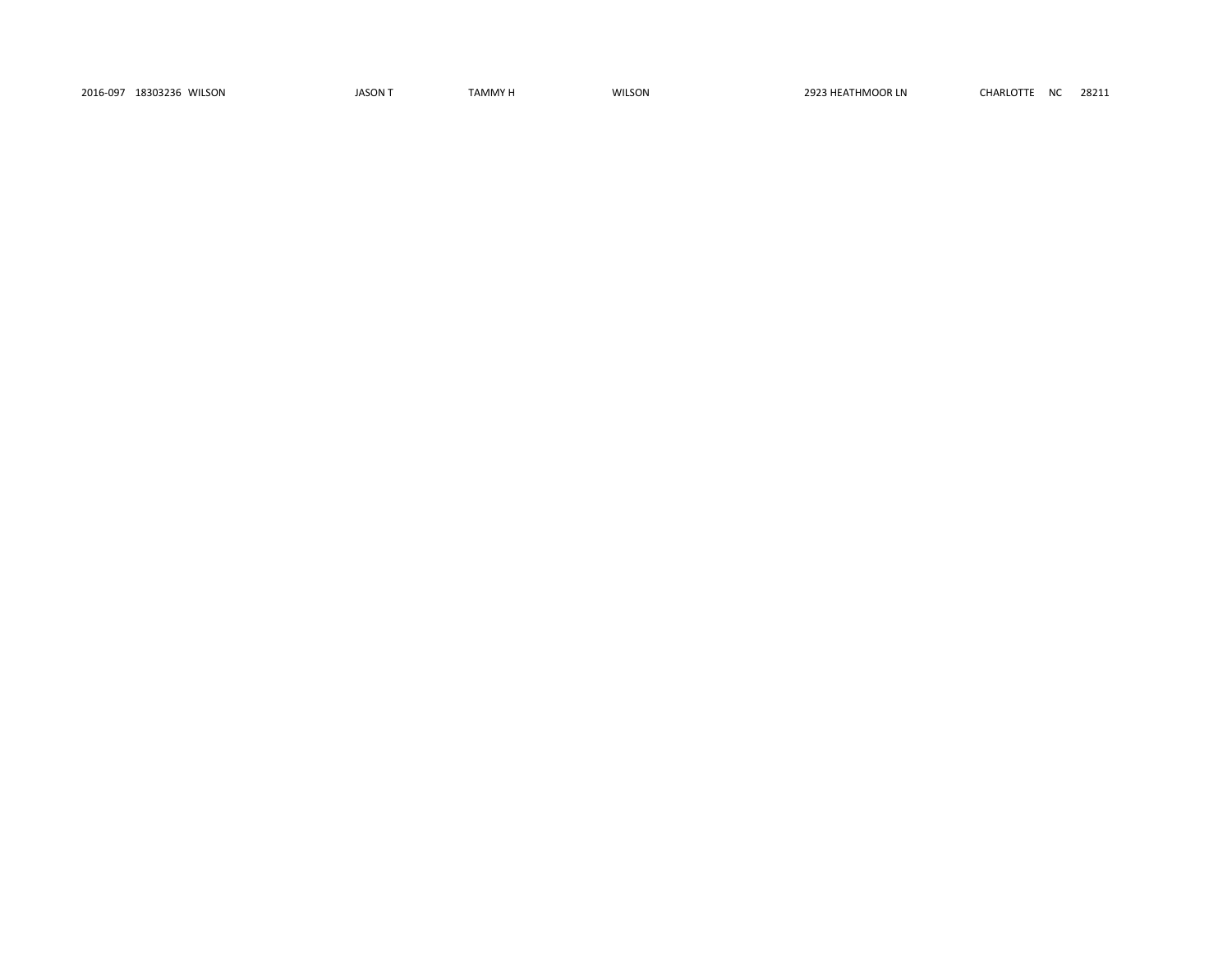| | | | | | | | | | |
|---|---|---|---|---|---|---|---|---|---|
| 2016-097 | 18303236 | WILSON | JASON T | TAMMY H | WILSON | 2923 HEATHMOOR LN | CHARLOTTE | NC | 28211 |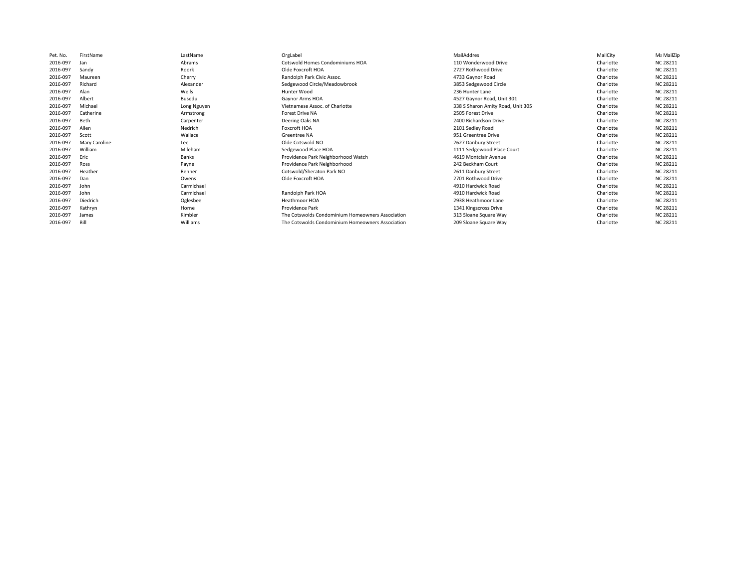| Pet. No. | FirstName | LastName | OrgLabel | MailAddres | MailCity | M: MailZip |
|---|---|---|---|---|---|---|
| 2016-097 | Jan | Abrams | Cotswold Homes Condominiums HOA | 110 Wonderwood Drive | Charlotte | NC 28211 |
| 2016-097 | Sandy | Roork | Olde Foxcroft HOA | 2727 Rothwood Drive | Charlotte | NC 28211 |
| 2016-097 | Maureen | Cherry | Randolph Park Civic Assoc. | 4733 Gaynor Road | Charlotte | NC 28211 |
| 2016-097 | Richard | Alexander | Sedgewood Circle/Meadowbrook | 3853 Sedgewood Circle | Charlotte | NC 28211 |
| 2016-097 | Alan | Wells | Hunter Wood | 236 Hunter Lane | Charlotte | NC 28211 |
| 2016-097 | Albert | Busedu | Gaynor Arms HOA | 4527 Gaynor Road, Unit 301 | Charlotte | NC 28211 |
| 2016-097 | Michael | Long Nguyen | Vietnamese Assoc. of Charlotte | 338 S Sharon Amity Road, Unit 305 | Charlotte | NC 28211 |
| 2016-097 | Catherine | Armstrong | Forest Drive NA | 2505 Forest Drive | Charlotte | NC 28211 |
| 2016-097 | Beth | Carpenter | Deering Oaks NA | 2400 Richardson Drive | Charlotte | NC 28211 |
| 2016-097 | Allen | Nedrich | Foxcroft HOA | 2101 Sedley Road | Charlotte | NC 28211 |
| 2016-097 | Scott | Wallace | Greentree NA | 951 Greentree Drive | Charlotte | NC 28211 |
| 2016-097 | Mary Caroline | Lee | Olde Cotswold NO | 2627 Danbury Street | Charlotte | NC 28211 |
| 2016-097 | William | Mileham | Sedgewood Place HOA | 1111 Sedgewood Place Court | Charlotte | NC 28211 |
| 2016-097 | Eric | Banks | Providence Park Neighborhood Watch | 4619 Montclair Avenue | Charlotte | NC 28211 |
| 2016-097 | Ross | Payne | Providence Park Neighborhood | 242 Beckham Court | Charlotte | NC 28211 |
| 2016-097 | Heather | Renner | Cotswold/Sheraton Park NO | 2611 Danbury Street | Charlotte | NC 28211 |
| 2016-097 | Dan | Owens | Olde Foxcroft HOA | 2701 Rothwood Drive | Charlotte | NC 28211 |
| 2016-097 | John | Carmichael | | 4910 Hardwick Road | Charlotte | NC 28211 |
| 2016-097 | John | Carmichael | Randolph Park HOA | 4910 Hardwick Road | Charlotte | NC 28211 |
| 2016-097 | Diedrich | Oglesbee | Heathmoor HOA | 2938 Heathmoor Lane | Charlotte | NC 28211 |
| 2016-097 | Kathryn | Horne | Providence Park | 1341 Kingscross Drive | Charlotte | NC 28211 |
| 2016-097 | James | Kimbler | The Cotswolds Condominium Homeowners Association | 313 Sloane Square Way | Charlotte | NC 28211 |
| 2016-097 | Bill | Williams | The Cotswolds Condominium Homeowners Association | 209 Sloane Square Way | Charlotte | NC 28211 |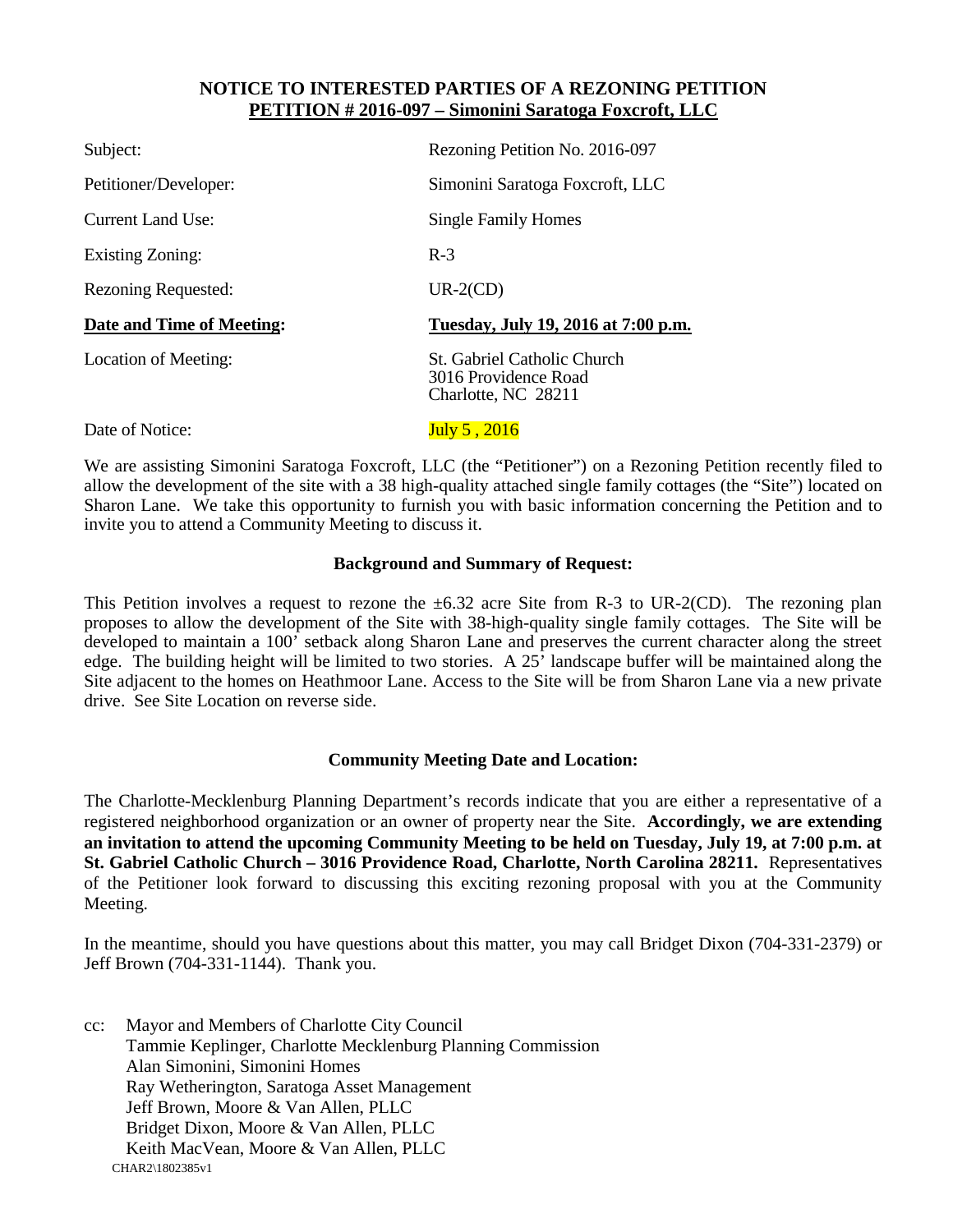## NOTICE TO INTERESTED PARTIES OF A REZONING PETITION
## PETITION # 2016-097 – Simonini Saratoga Foxcroft, LLC

| | |
|---|---|
| Subject: | Rezoning Petition No. 2016-097 |
| Petitioner/Developer: | Simonini Saratoga Foxcroft, LLC |
| Current Land Use: | Single Family Homes |
| Existing Zoning: | R-3 |
| Rezoning Requested: | UR-2(CD) |
| **Date and Time of Meeting:** | **Tuesday, July 19, 2016 at 7:00 p.m.** |
| Location of Meeting: | St. Gabriel Catholic Church<br>3016 Providence Road<br>Charlotte, NC 28211 |
| Date of Notice: | July 5 , 2016 |

We are assisting Simonini Saratoga Foxcroft, LLC (the "Petitioner") on a Rezoning Petition recently filed to allow the development of the site with a 38 high-quality attached single family cottages (the "Site") located on Sharon Lane. We take this opportunity to furnish you with basic information concerning the Petition and to invite you to attend a Community Meeting to discuss it.

**Background and Summary of Request:**

This Petition involves a request to rezone the ±6.32 acre Site from R-3 to UR-2(CD). The rezoning plan proposes to allow the development of the Site with 38-high-quality single family cottages. The Site will be developed to maintain a 100' setback along Sharon Lane and preserves the current character along the street edge. The building height will be limited to two stories. A 25' landscape buffer will be maintained along the Site adjacent to the homes on Heathmoor Lane. Access to the Site will be from Sharon Lane via a new private drive. See Site Location on reverse side.

**Community Meeting Date and Location:**

The Charlotte-Mecklenburg Planning Department's records indicate that you are either a representative of a registered neighborhood organization or an owner of property near the Site. **Accordingly, we are extending an invitation to attend the upcoming Community Meeting to be held on Tuesday, July 19, at 7:00 p.m. at St. Gabriel Catholic Church – 3016 Providence Road, Charlotte, North Carolina 28211.** Representatives of the Petitioner look forward to discussing this exciting rezoning proposal with you at the Community Meeting.

In the meantime, should you have questions about this matter, you may call Bridget Dixon (704-331-2379) or Jeff Brown (704-331-1144). Thank you.

cc: Mayor and Members of Charlotte City Council
Tammie Keplinger, Charlotte Mecklenburg Planning Commission
Alan Simonini, Simonini Homes
Ray Wetherington, Saratoga Asset Management
Jeff Brown, Moore & Van Allen, PLLC
Bridget Dixon, Moore & Van Allen, PLLC
Keith MacVean, Moore & Van Allen, PLLC

CHAR2\1802385v1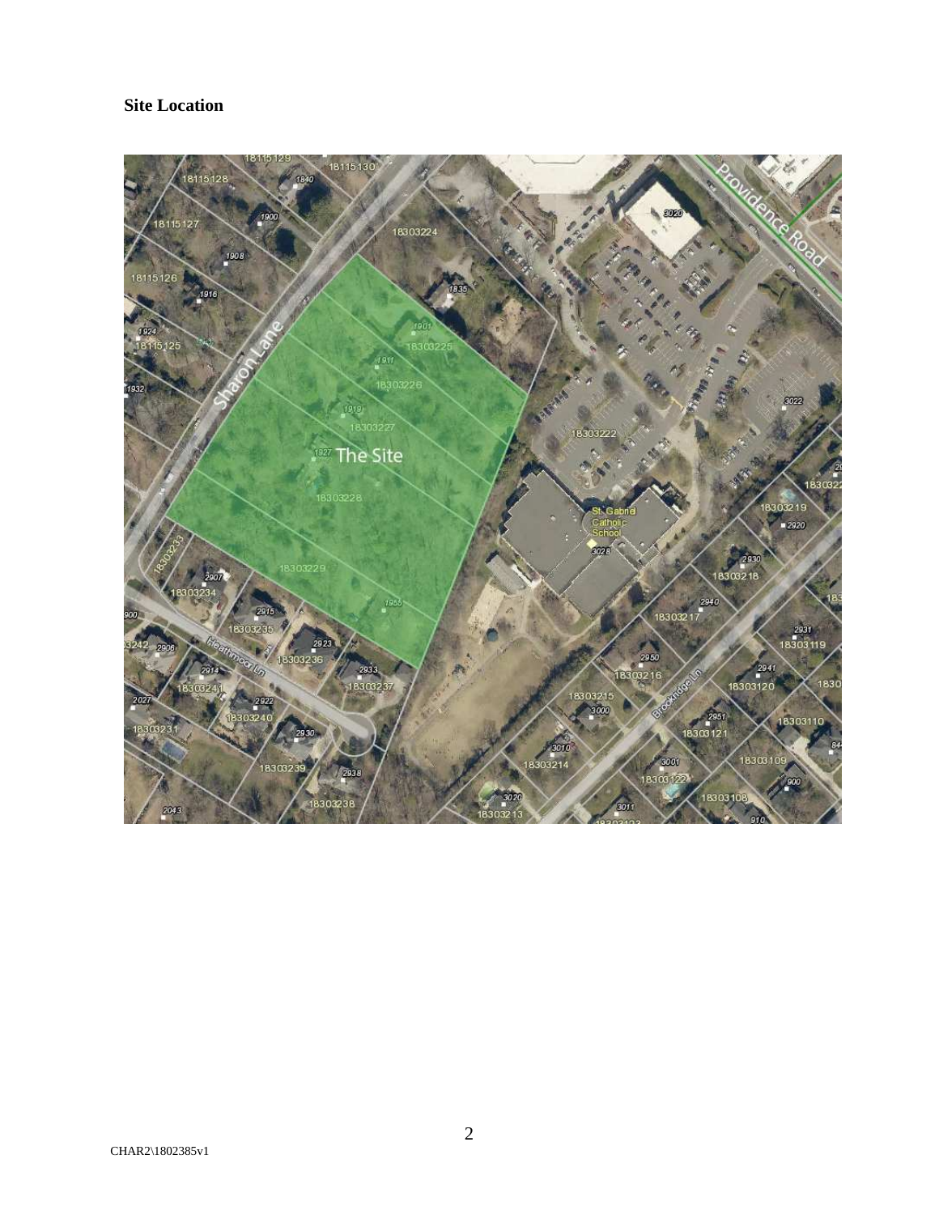**Site Location**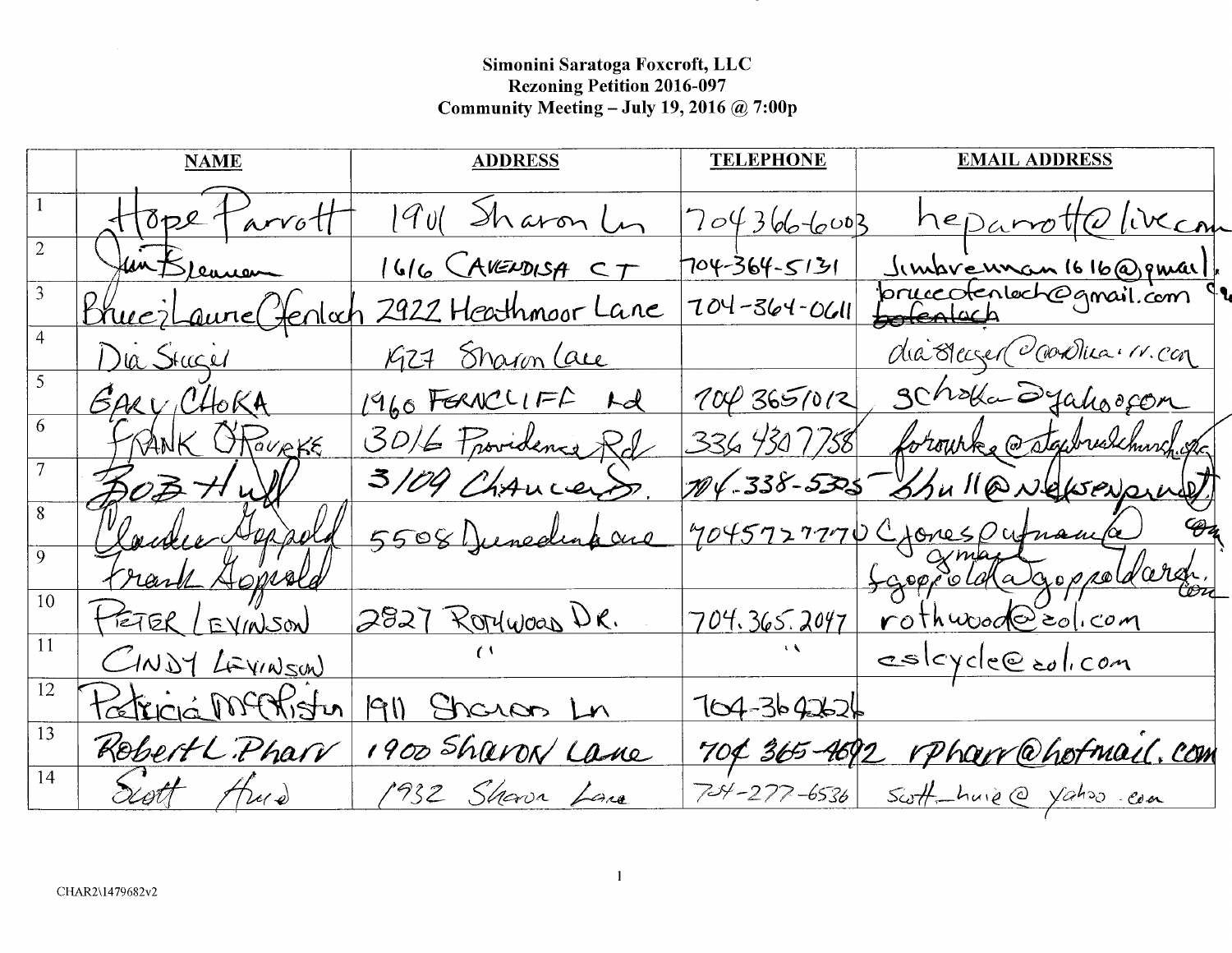**Simonini Saratoga Foxcroft, LLC**
**Rezoning Petition 2016-097**
**Community Meeting – July 19, 2016 @ 7:00p**

| | NAME | ADDRESS | TELEPHONE | EMAIL ADDRESS |
|---|---|---|---|---|
| 1 | Hope Parrott | 1901 Sharon Ln | 704366-6003 | heparrott@live.com |
| 2 | Jim Brennan | 1616 CAVENDISH CT | 704-364-5131 | Jimbrennan1616@gmail. |
| 3 | Bruce & Laurie Ofenloch | 2922 Heathmoor Lane | 704-364-0611 | bruceofenloch@gmail.com ~~bofenloch~~ |
| 4 | Dia Steiger | 1927 Sharon Lane | | diasteiger@carolina.rr.com |
| 5 | GARY CHOKA | 1960 FERNCLIFF Rd | 704 3651012 | gchoka@yahoo.com |
| 6 | FRANK O'ROURKE | 3016 Providence Rd | 336 4307758 | forourke@stgabrielchurch.org |
| 7 | BOB Hull | 3109 Chancery | 704-338-5325 | bhull@newenprint |
| 8 | Claudia Goppold | 5508 Dunedin Lane | 7045727770 | Cjonesputnam@gmail.com |
| 9 | Frank Goppold | | | fgoppold@goppoldarch.com |
| 10 | PETER LEVINSON | 2827 ROTHWOOD DR. | 704.365.2047 | rothwood@aol.com |
| 11 | CINDY LEVINSON | " | " | eslcycle@aol.com |
| 12 | Patricia McAlister | 1911 Sharon Ln | 704-3642626 | |
| 13 | Robert L. Pharr | 1900 Sharon Lane | 704 365-4692 | rpharr@hotmail.com |
| 14 | Scott Huie | 1932 Sharon Lane | 704-277-6536 | scott_huie@yahoo.com |

CHAR2\1479682v2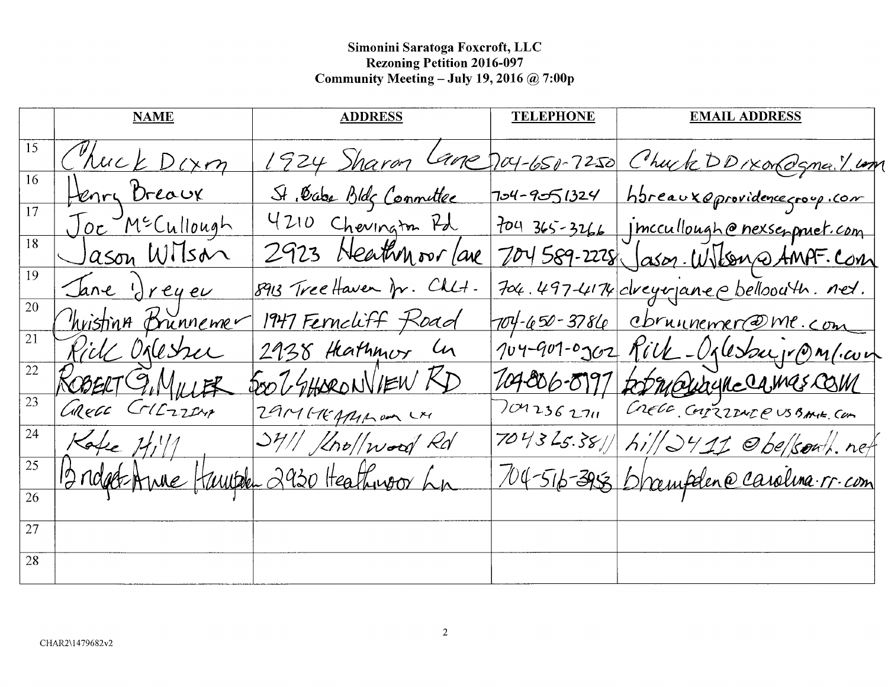**Simonini Saratoga Foxcroft, LLC**
**Rezoning Petition 2016-097**
**Community Meeting – July 19, 2016 @ 7:00p**

| | NAME | ADDRESS | TELEPHONE | EMAIL ADDRESS |
|---|---|---|---|---|
| 15 | Chuck Dixon | 1924 Sharon Lane | 704-650-7250 | ChuckDDixon@gmail.com |
| 16 | Henry Breaux | St. Gabe Bldg Committee | 704-905-1324 | hbreaux@providencegroup.com |
| 17 | Joe McCullough | 4210 Chevington Rd | 704 365-3266 | jmccullough@nexsenpruet.com |
| 18 | Jason Wilson | 2923 Heathmoor Lane | 704 589-2228 | Jason.Wilson@AMPF.com |
| 19 | Jane Dreyer | 8913 Tree Haven Dr. Clt. | 704.497-4174 | dreyerjane@bellsouth.net. |
| 20 | Christina Brunnemer | 1947 Ferncliff Road | 704-650-3786 | cbrunnemer@me.com |
| 21 | Rick Oglesbee | 2938 Heathmoor Ln | 704-901-0902 | Rick_Oglesbeejr@msn.com |
| 22 | ROBERT G. MILLER | 5007 SHARONVIEW RD | 704-806-8997 | bobm@waynecamas.com |
| 23 | Gregg Grizzard | 2914 Heathmoor Ln | 704 236 2711 | Gregg.Grizzard@usbank.com |
| 24 | Kate Hill | 2411 Knollwood Rd | 704 365.3811 | hill2411@bellsouth.net |
| 25 | Bridget-Anne Hampden | 2930 Heathmoor Ln | 704-516-3953 | bhampden@carolina.rr.com |
| 26 | | | | |
| 27 | | | | |
| 28 | | | | |

CHAR2\1479682v2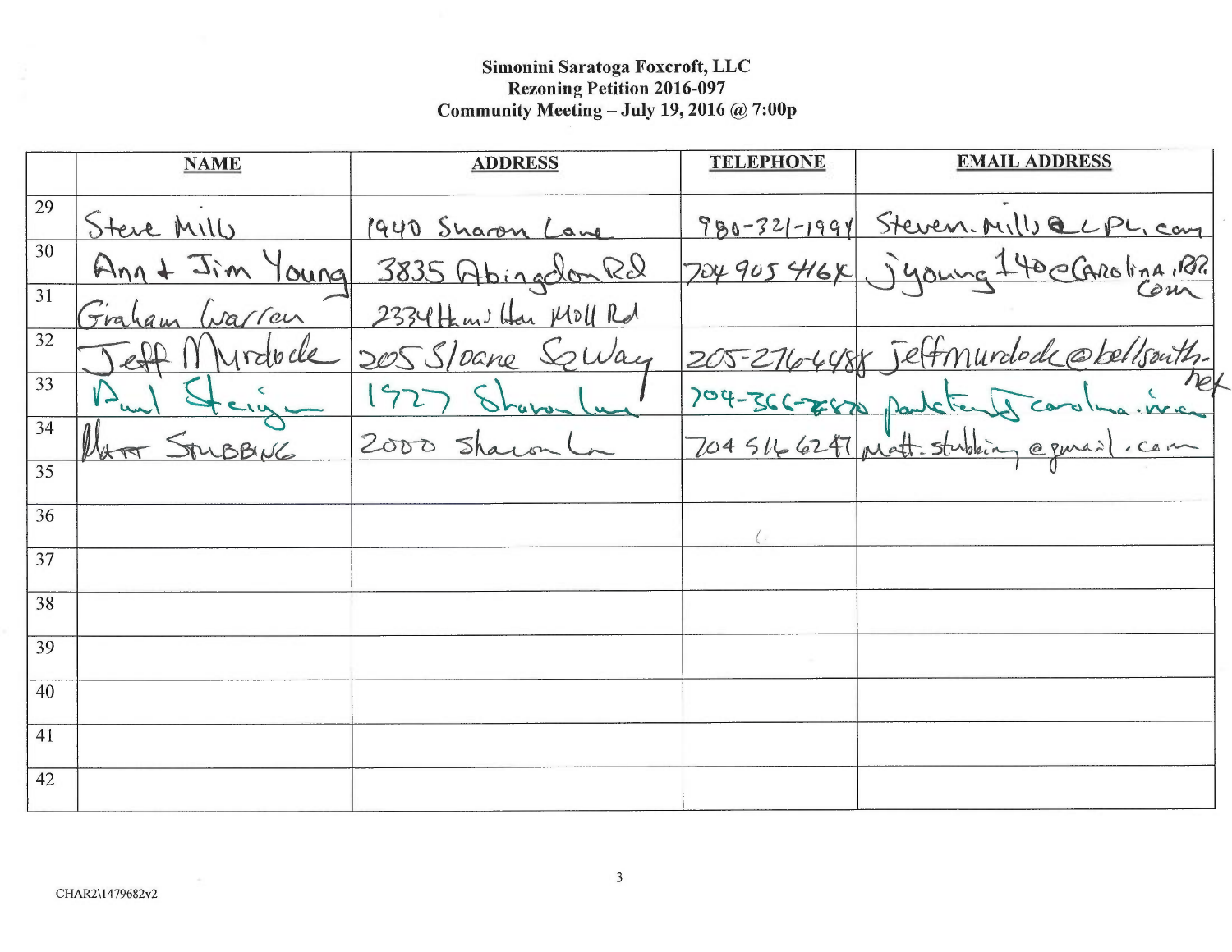**Simonini Saratoga Foxcroft, LLC**
**Rezoning Petition 2016-097**
**Community Meeting – July 19, 2016 @ 7:00p**

| | NAME | ADDRESS | TELEPHONE | EMAIL ADDRESS |
|---|---|---|---|---|
| 29 | Steve Mills | 1940 Sharon Lane | 980-321-1994 | Steven.Mills@LPL.com |
| 30 | Ann + Jim Young | 3835 Abingdon Rd | 704 905 416X | jyoung140@Carolina.RR.com |
| 31 | Graham Warren | 2334 Hamilton Mill Rd | | |
| 32 | Jeff Murdock | 205 Sloane Sq Way | 205-276-4488 | jeffmurdock@bellsouth.net |
| 33 | Paul Steiger | 1927 Sharon Lane | 704-366-8870 | paulsteiger@carolina.rr.com |
| 34 | Matt Stubbing | 2000 Sharon Ln | 704 516 6247 | matt.stubbing@gmail.com |
| 35 | | | | |
| 36 | | | | |
| 37 | | | | |
| 38 | | | | |
| 39 | | | | |
| 40 | | | | |
| 41 | | | | |
| 42 | | | | |

CHAR2\1479682v2